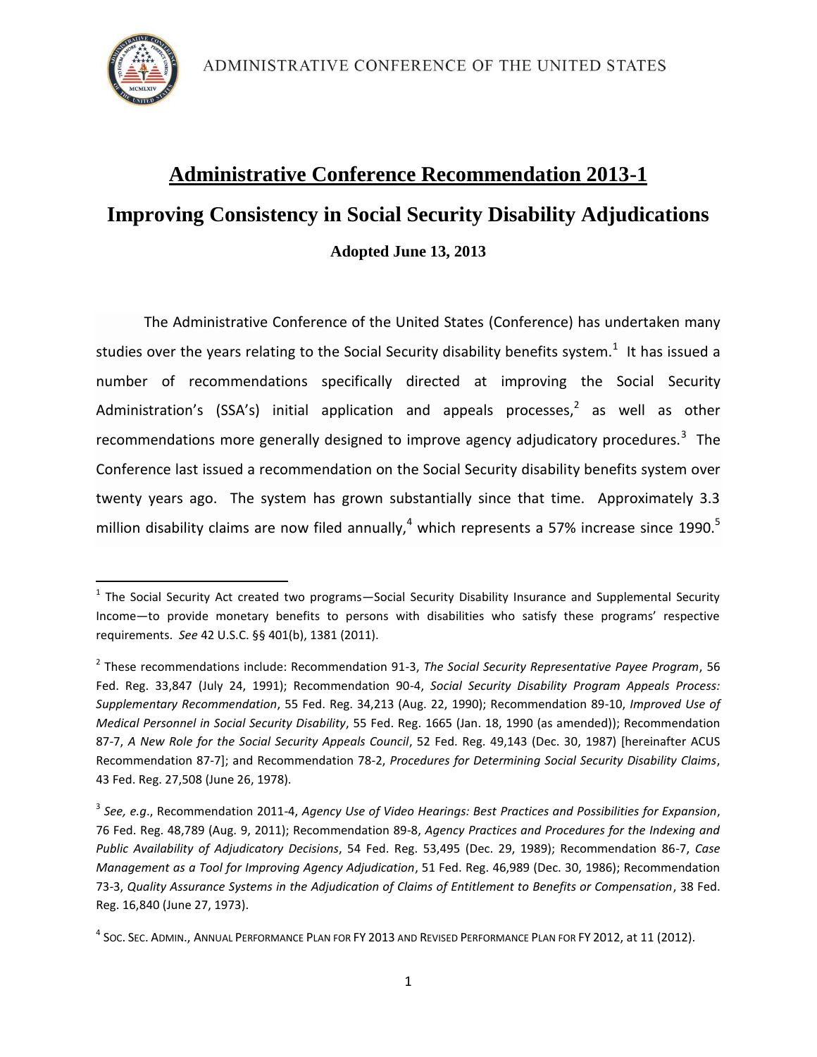ADMINISTRATIVE CONFERENCE OF THE UNITED STATES

# Administrative Conference Recommendation 2013-1

## Improving Consistency in Social Security Disability Adjudications

**Adopted June 13, 2013**

The Administrative Conference of the United States (Conference) has undertaken many studies over the years relating to the Social Security disability benefits system.[1] It has issued a number of recommendations specifically directed at improving the Social Security Administration's (SSA's) initial application and appeals processes,[2] as well as other recommendations more generally designed to improve agency adjudicatory procedures.[3] The Conference last issued a recommendation on the Social Security disability benefits system over twenty years ago. The system has grown substantially since that time. Approximately 3.3 million disability claims are now filed annually,[4] which represents a 57% increase since 1990.[5]

---

[1] The Social Security Act created two programs—Social Security Disability Insurance and Supplemental Security Income—to provide monetary benefits to persons with disabilities who satisfy these programs' respective requirements. *See* 42 U.S.C. §§ 401(b), 1381 (2011).

[2] These recommendations include: Recommendation 91-3, *The Social Security Representative Payee Program*, 56 Fed. Reg. 33,847 (July 24, 1991); Recommendation 90-4, *Social Security Disability Program Appeals Process: Supplementary Recommendation*, 55 Fed. Reg. 34,213 (Aug. 22, 1990); Recommendation 89-10, *Improved Use of Medical Personnel in Social Security Disability*, 55 Fed. Reg. 1665 (Jan. 18, 1990 (as amended)); Recommendation 87-7, *A New Role for the Social Security Appeals Council*, 52 Fed. Reg. 49,143 (Dec. 30, 1987) [hereinafter ACUS Recommendation 87-7]; and Recommendation 78-2, *Procedures for Determining Social Security Disability Claims*, 43 Fed. Reg. 27,508 (June 26, 1978).

[3] *See, e.g*., Recommendation 2011-4, *Agency Use of Video Hearings: Best Practices and Possibilities for Expansion*, 76 Fed. Reg. 48,789 (Aug. 9, 2011); Recommendation 89-8, *Agency Practices and Procedures for the Indexing and Public Availability of Adjudicatory Decisions*, 54 Fed. Reg. 53,495 (Dec. 29, 1989); Recommendation 86-7, *Case Management as a Tool for Improving Agency Adjudication*, 51 Fed. Reg. 46,989 (Dec. 30, 1986); Recommendation 73-3, *Quality Assurance Systems in the Adjudication of Claims of Entitlement to Benefits or Compensation*, 38 Fed. Reg. 16,840 (June 27, 1973).

[4] SOC. SEC. ADMIN., ANNUAL PERFORMANCE PLAN FOR FY 2013 AND REVISED PERFORMANCE PLAN FOR FY 2012, at 11 (2012).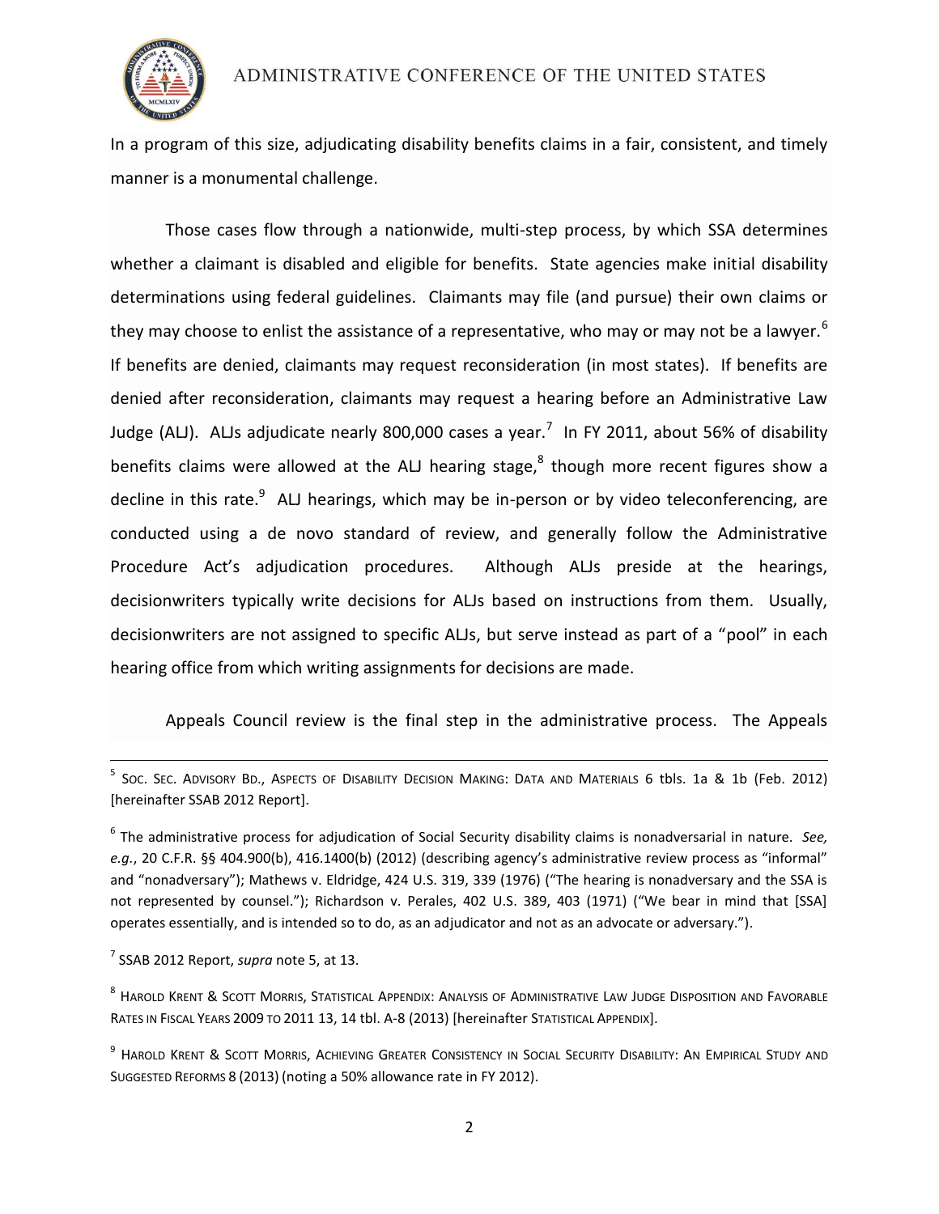In a program of this size, adjudicating disability benefits claims in a fair, consistent, and timely manner is a monumental challenge.

Those cases flow through a nationwide, multi-step process, by which SSA determines whether a claimant is disabled and eligible for benefits. State agencies make initial disability determinations using federal guidelines. Claimants may file (and pursue) their own claims or they may choose to enlist the assistance of a representative, who may or may not be a lawyer.[6] If benefits are denied, claimants may request reconsideration (in most states). If benefits are denied after reconsideration, claimants may request a hearing before an Administrative Law Judge (ALJ). ALJs adjudicate nearly 800,000 cases a year.[7] In FY 2011, about 56% of disability benefits claims were allowed at the ALJ hearing stage,[8] though more recent figures show a decline in this rate.[9] ALJ hearings, which may be in-person or by video teleconferencing, are conducted using a de novo standard of review, and generally follow the Administrative Procedure Act's adjudication procedures. Although ALJs preside at the hearings, decisionwriters typically write decisions for ALJs based on instructions from them. Usually, decisionwriters are not assigned to specific ALJs, but serve instead as part of a "pool" in each hearing office from which writing assignments for decisions are made.

Appeals Council review is the final step in the administrative process. The Appeals

---

[5] SOC. SEC. ADVISORY BD., ASPECTS OF DISABILITY DECISION MAKING: DATA AND MATERIALS 6 tbls. 1a & 1b (Feb. 2012) [hereinafter SSAB 2012 Report].

[6] The administrative process for adjudication of Social Security disability claims is nonadversarial in nature. *See, e.g.*, 20 C.F.R. §§ 404.900(b), 416.1400(b) (2012) (describing agency's administrative review process as "informal" and "nonadversary"); Mathews v. Eldridge, 424 U.S. 319, 339 (1976) ("The hearing is nonadversary and the SSA is not represented by counsel."); Richardson v. Perales, 402 U.S. 389, 403 (1971) ("We bear in mind that [SSA] operates essentially, and is intended so to do, as an adjudicator and not as an advocate or adversary.").

[7] SSAB 2012 Report, *supra* note 5, at 13.

[8] HAROLD KRENT & SCOTT MORRIS, STATISTICAL APPENDIX: ANALYSIS OF ADMINISTRATIVE LAW JUDGE DISPOSITION AND FAVORABLE RATES IN FISCAL YEARS 2009 TO 2011 13, 14 tbl. A-8 (2013) [hereinafter STATISTICAL APPENDIX].

[9] HAROLD KRENT & SCOTT MORRIS, ACHIEVING GREATER CONSISTENCY IN SOCIAL SECURITY DISABILITY: AN EMPIRICAL STUDY AND SUGGESTED REFORMS 8 (2013) (noting a 50% allowance rate in FY 2012).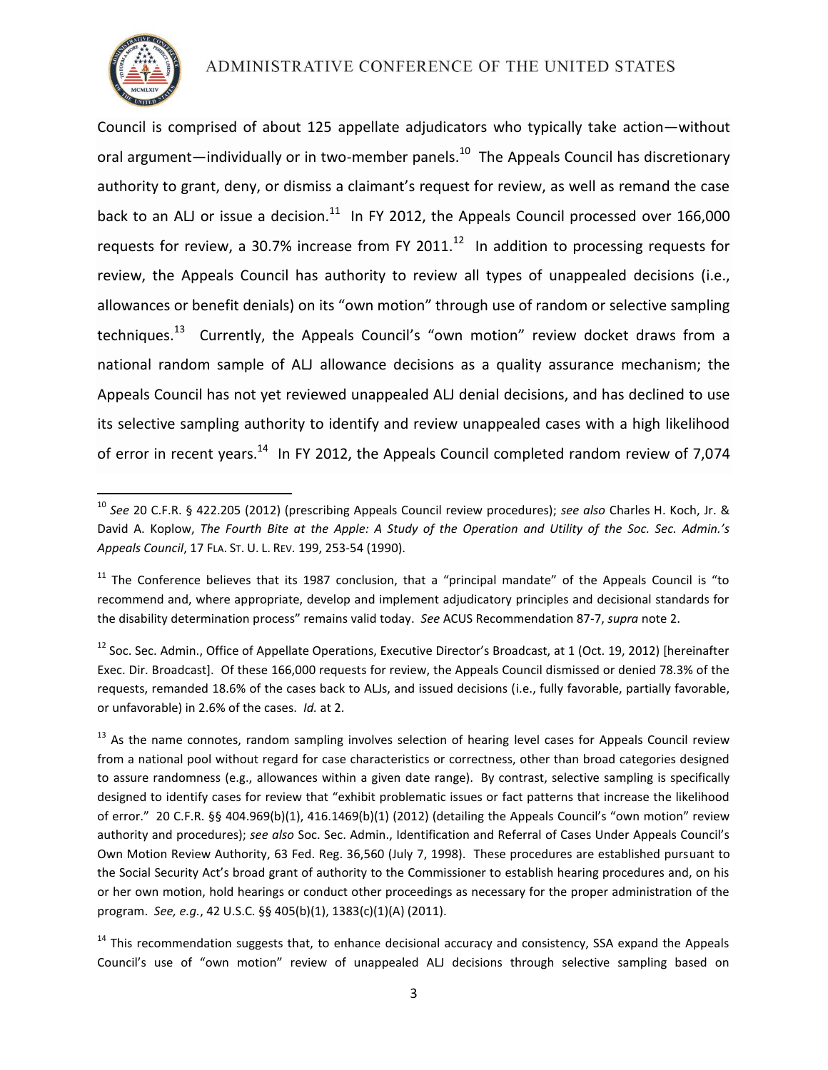Council is comprised of about 125 appellate adjudicators who typically take action—without oral argument—individually or in two-member panels.[10] The Appeals Council has discretionary authority to grant, deny, or dismiss a claimant's request for review, as well as remand the case back to an ALJ or issue a decision.[11] In FY 2012, the Appeals Council processed over 166,000 requests for review, a 30.7% increase from FY 2011.[12] In addition to processing requests for review, the Appeals Council has authority to review all types of unappealed decisions (i.e., allowances or benefit denials) on its "own motion" through use of random or selective sampling techniques.[13] Currently, the Appeals Council's "own motion" review docket draws from a national random sample of ALJ allowance decisions as a quality assurance mechanism; the Appeals Council has not yet reviewed unappealed ALJ denial decisions, and has declined to use its selective sampling authority to identify and review unappealed cases with a high likelihood of error in recent years.[14] In FY 2012, the Appeals Council completed random review of 7,074

---

[10] *See* 20 C.F.R. § 422.205 (2012) (prescribing Appeals Council review procedures); *see also* Charles H. Koch, Jr. & David A. Koplow, *The Fourth Bite at the Apple: A Study of the Operation and Utility of the Soc. Sec. Admin.'s Appeals Council*, 17 FLA. ST. U. L. REV. 199, 253-54 (1990).

[11] The Conference believes that its 1987 conclusion, that a "principal mandate" of the Appeals Council is "to recommend and, where appropriate, develop and implement adjudicatory principles and decisional standards for the disability determination process" remains valid today. *See* ACUS Recommendation 87-7, *supra* note 2.

[12] Soc. Sec. Admin., Office of Appellate Operations, Executive Director's Broadcast, at 1 (Oct. 19, 2012) [hereinafter Exec. Dir. Broadcast]. Of these 166,000 requests for review, the Appeals Council dismissed or denied 78.3% of the requests, remanded 18.6% of the cases back to ALJs, and issued decisions (i.e., fully favorable, partially favorable, or unfavorable) in 2.6% of the cases. *Id.* at 2.

[13] As the name connotes, random sampling involves selection of hearing level cases for Appeals Council review from a national pool without regard for case characteristics or correctness, other than broad categories designed to assure randomness (e.g., allowances within a given date range). By contrast, selective sampling is specifically designed to identify cases for review that "exhibit problematic issues or fact patterns that increase the likelihood of error." 20 C.F.R. §§ 404.969(b)(1), 416.1469(b)(1) (2012) (detailing the Appeals Council's "own motion" review authority and procedures); *see also* Soc. Sec. Admin., Identification and Referral of Cases Under Appeals Council's Own Motion Review Authority, 63 Fed. Reg. 36,560 (July 7, 1998). These procedures are established pursuant to the Social Security Act's broad grant of authority to the Commissioner to establish hearing procedures and, on his or her own motion, hold hearings or conduct other proceedings as necessary for the proper administration of the program. *See, e.g.*, 42 U.S.C. §§ 405(b)(1), 1383(c)(1)(A) (2011).

[14] This recommendation suggests that, to enhance decisional accuracy and consistency, SSA expand the Appeals Council's use of "own motion" review of unappealed ALJ decisions through selective sampling based on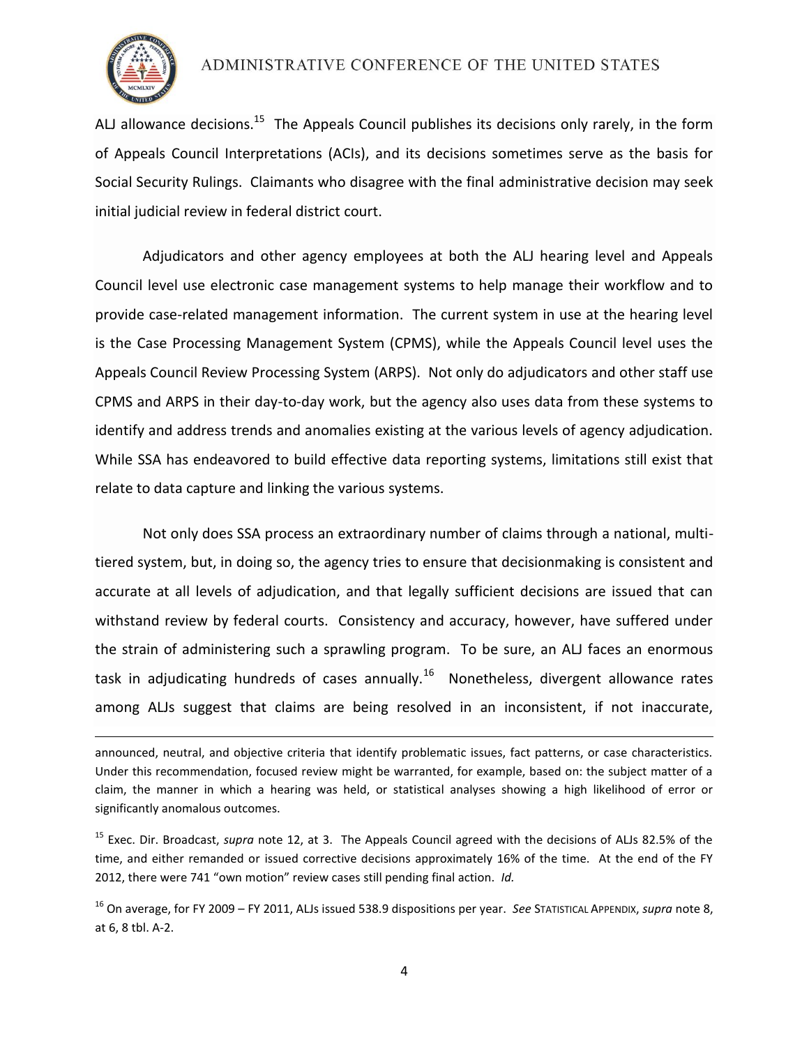ALJ allowance decisions.[15] The Appeals Council publishes its decisions only rarely, in the form of Appeals Council Interpretations (ACIs), and its decisions sometimes serve as the basis for Social Security Rulings. Claimants who disagree with the final administrative decision may seek initial judicial review in federal district court.

Adjudicators and other agency employees at both the ALJ hearing level and Appeals Council level use electronic case management systems to help manage their workflow and to provide case-related management information. The current system in use at the hearing level is the Case Processing Management System (CPMS), while the Appeals Council level uses the Appeals Council Review Processing System (ARPS). Not only do adjudicators and other staff use CPMS and ARPS in their day-to-day work, but the agency also uses data from these systems to identify and address trends and anomalies existing at the various levels of agency adjudication. While SSA has endeavored to build effective data reporting systems, limitations still exist that relate to data capture and linking the various systems.

Not only does SSA process an extraordinary number of claims through a national, multi-tiered system, but, in doing so, the agency tries to ensure that decisionmaking is consistent and accurate at all levels of adjudication, and that legally sufficient decisions are issued that can withstand review by federal courts. Consistency and accuracy, however, have suffered under the strain of administering such a sprawling program. To be sure, an ALJ faces an enormous task in adjudicating hundreds of cases annually.[16] Nonetheless, divergent allowance rates among ALJs suggest that claims are being resolved in an inconsistent, if not inaccurate,

---

announced, neutral, and objective criteria that identify problematic issues, fact patterns, or case characteristics. Under this recommendation, focused review might be warranted, for example, based on: the subject matter of a claim, the manner in which a hearing was held, or statistical analyses showing a high likelihood of error or significantly anomalous outcomes.

[15] Exec. Dir. Broadcast, *supra* note 12, at 3. The Appeals Council agreed with the decisions of ALJs 82.5% of the time, and either remanded or issued corrective decisions approximately 16% of the time. At the end of the FY 2012, there were 741 "own motion" review cases still pending final action. *Id.*

[16] On average, for FY 2009 – FY 2011, ALJs issued 538.9 dispositions per year. *See* STATISTICAL APPENDIX, *supra* note 8, at 6, 8 tbl. A-2.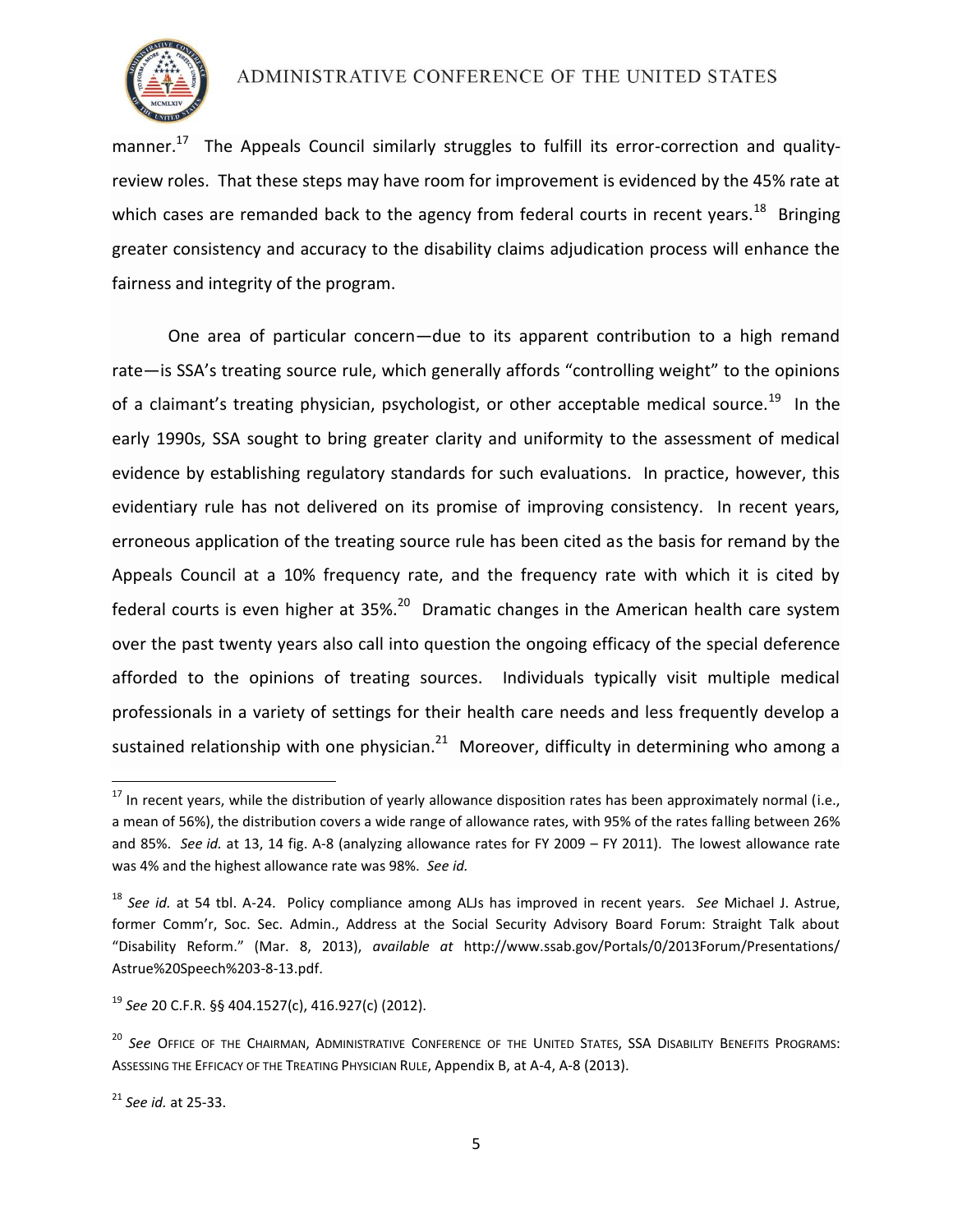manner.[17] The Appeals Council similarly struggles to fulfill its error-correction and quality-review roles. That these steps may have room for improvement is evidenced by the 45% rate at which cases are remanded back to the agency from federal courts in recent years.[18] Bringing greater consistency and accuracy to the disability claims adjudication process will enhance the fairness and integrity of the program.

One area of particular concern—due to its apparent contribution to a high remand rate—is SSA's treating source rule, which generally affords "controlling weight" to the opinions of a claimant's treating physician, psychologist, or other acceptable medical source.[19] In the early 1990s, SSA sought to bring greater clarity and uniformity to the assessment of medical evidence by establishing regulatory standards for such evaluations. In practice, however, this evidentiary rule has not delivered on its promise of improving consistency. In recent years, erroneous application of the treating source rule has been cited as the basis for remand by the Appeals Council at a 10% frequency rate, and the frequency rate with which it is cited by federal courts is even higher at 35%.[20] Dramatic changes in the American health care system over the past twenty years also call into question the ongoing efficacy of the special deference afforded to the opinions of treating sources. Individuals typically visit multiple medical professionals in a variety of settings for their health care needs and less frequently develop a sustained relationship with one physician.[21] Moreover, difficulty in determining who among a

---

[17] In recent years, while the distribution of yearly allowance disposition rates has been approximately normal (i.e., a mean of 56%), the distribution covers a wide range of allowance rates, with 95% of the rates falling between 26% and 85%. *See id.* at 13, 14 fig. A-8 (analyzing allowance rates for FY 2009 – FY 2011). The lowest allowance rate was 4% and the highest allowance rate was 98%. *See id.*

[18] *See id.* at 54 tbl. A-24. Policy compliance among ALJs has improved in recent years. *See* Michael J. Astrue, former Comm'r, Soc. Sec. Admin., Address at the Social Security Advisory Board Forum: Straight Talk about "Disability Reform." (Mar. 8, 2013), *available at* http://www.ssab.gov/Portals/0/2013Forum/Presentations/Astrue%20Speech%203-8-13.pdf.

[19] *See* 20 C.F.R. §§ 404.1527(c), 416.927(c) (2012).

[20] *See* Office of the Chairman, Administrative Conference of the United States, SSA Disability Benefits Programs: Assessing the Efficacy of the Treating Physician Rule, Appendix B, at A-4, A-8 (2013).

[21] *See id.* at 25-33.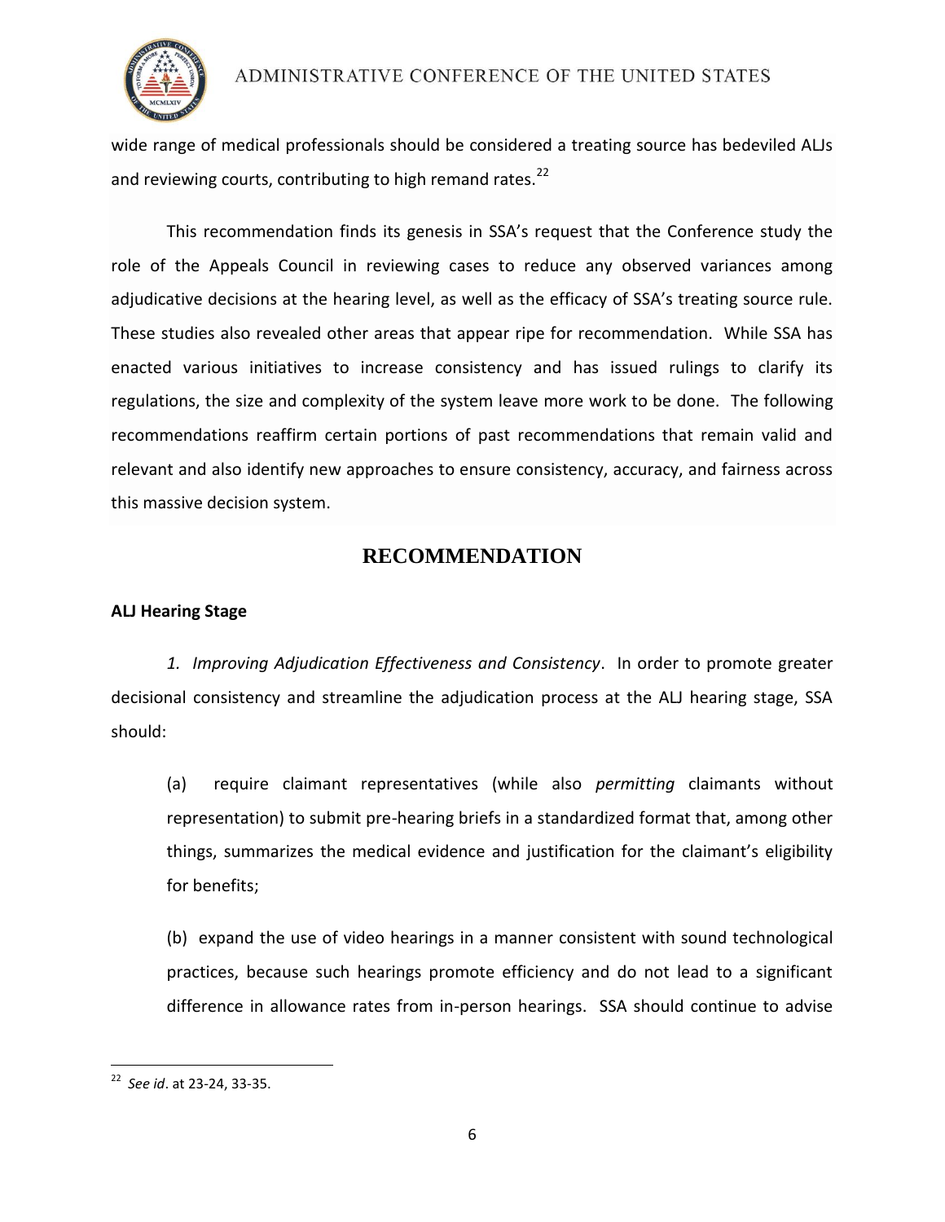wide range of medical professionals should be considered a treating source has bedeviled ALJs and reviewing courts, contributing to high remand rates.[22]

This recommendation finds its genesis in SSA's request that the Conference study the role of the Appeals Council in reviewing cases to reduce any observed variances among adjudicative decisions at the hearing level, as well as the efficacy of SSA's treating source rule. These studies also revealed other areas that appear ripe for recommendation. While SSA has enacted various initiatives to increase consistency and has issued rulings to clarify its regulations, the size and complexity of the system leave more work to be done. The following recommendations reaffirm certain portions of past recommendations that remain valid and relevant and also identify new approaches to ensure consistency, accuracy, and fairness across this massive decision system.

## RECOMMENDATION

**ALJ Hearing Stage**

*1. Improving Adjudication Effectiveness and Consistency*. In order to promote greater decisional consistency and streamline the adjudication process at the ALJ hearing stage, SSA should:

(a) require claimant representatives (while also *permitting* claimants without representation) to submit pre-hearing briefs in a standardized format that, among other things, summarizes the medical evidence and justification for the claimant's eligibility for benefits;

(b) expand the use of video hearings in a manner consistent with sound technological practices, because such hearings promote efficiency and do not lead to a significant difference in allowance rates from in-person hearings. SSA should continue to advise

---

[22] *See id*. at 23-24, 33-35.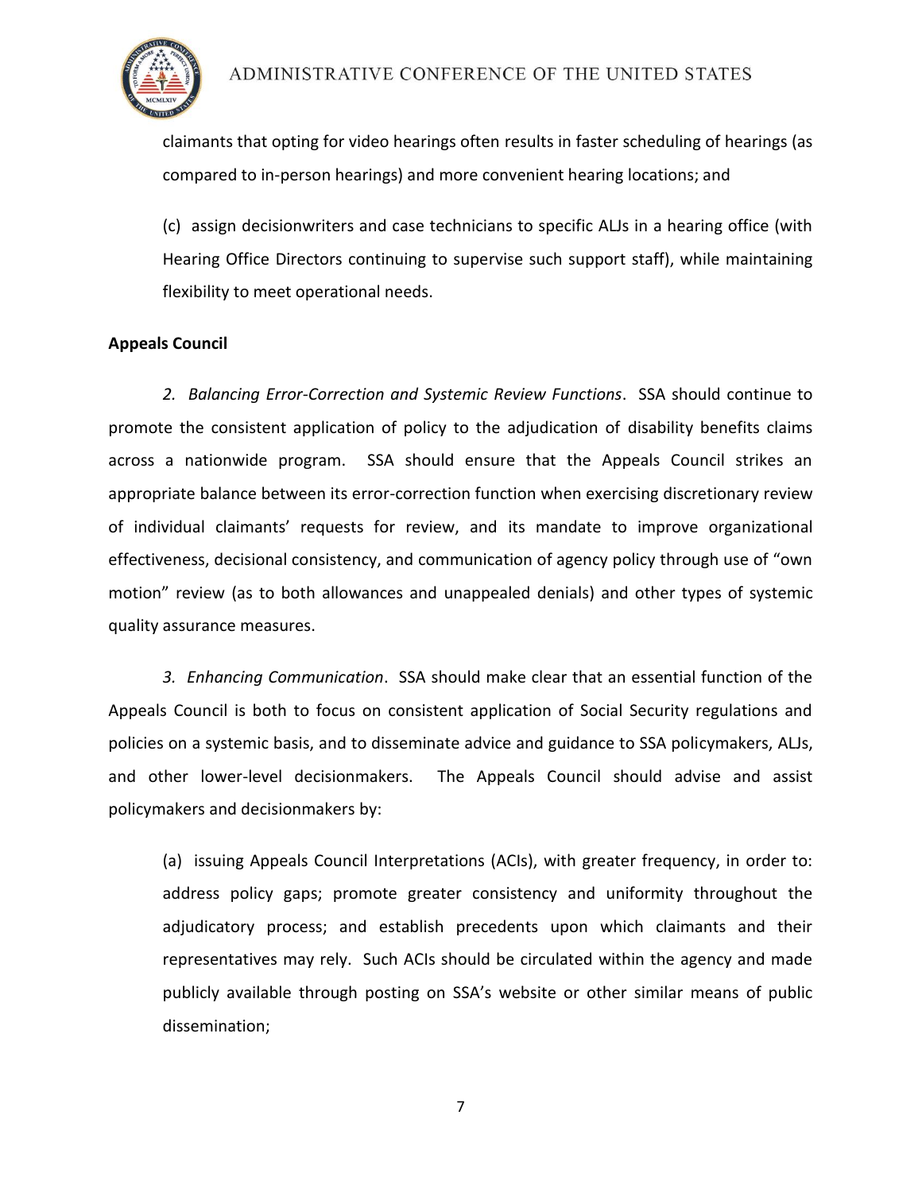claimants that opting for video hearings often results in faster scheduling of hearings (as compared to in-person hearings) and more convenient hearing locations; and

(c) assign decisionwriters and case technicians to specific ALJs in a hearing office (with Hearing Office Directors continuing to supervise such support staff), while maintaining flexibility to meet operational needs.

**Appeals Council**

*2. Balancing Error-Correction and Systemic Review Functions*. SSA should continue to promote the consistent application of policy to the adjudication of disability benefits claims across a nationwide program. SSA should ensure that the Appeals Council strikes an appropriate balance between its error-correction function when exercising discretionary review of individual claimants' requests for review, and its mandate to improve organizational effectiveness, decisional consistency, and communication of agency policy through use of "own motion" review (as to both allowances and unappealed denials) and other types of systemic quality assurance measures.

*3. Enhancing Communication*. SSA should make clear that an essential function of the Appeals Council is both to focus on consistent application of Social Security regulations and policies on a systemic basis, and to disseminate advice and guidance to SSA policymakers, ALJs, and other lower-level decisionmakers. The Appeals Council should advise and assist policymakers and decisionmakers by:

(a) issuing Appeals Council Interpretations (ACIs), with greater frequency, in order to: address policy gaps; promote greater consistency and uniformity throughout the adjudicatory process; and establish precedents upon which claimants and their representatives may rely. Such ACIs should be circulated within the agency and made publicly available through posting on SSA's website or other similar means of public dissemination;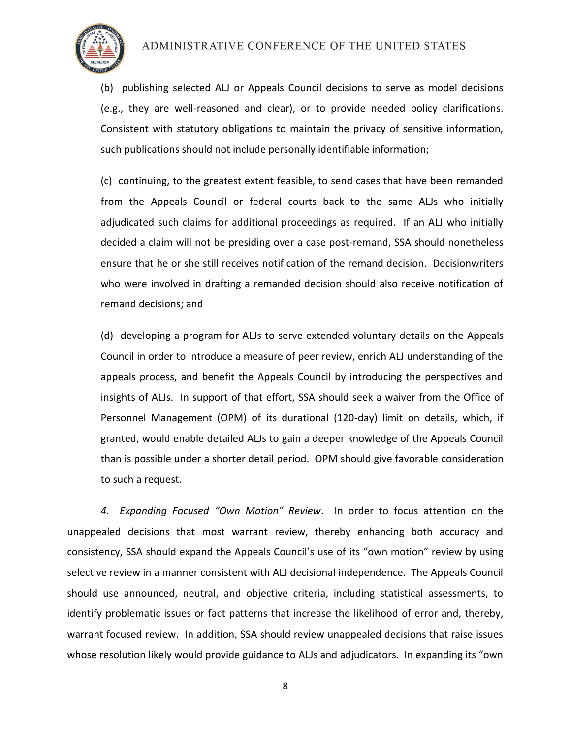(b) publishing selected ALJ or Appeals Council decisions to serve as model decisions (e.g., they are well-reasoned and clear), or to provide needed policy clarifications. Consistent with statutory obligations to maintain the privacy of sensitive information, such publications should not include personally identifiable information;

(c) continuing, to the greatest extent feasible, to send cases that have been remanded from the Appeals Council or federal courts back to the same ALJs who initially adjudicated such claims for additional proceedings as required. If an ALJ who initially decided a claim will not be presiding over a case post-remand, SSA should nonetheless ensure that he or she still receives notification of the remand decision. Decisionwriters who were involved in drafting a remanded decision should also receive notification of remand decisions; and

(d) developing a program for ALJs to serve extended voluntary details on the Appeals Council in order to introduce a measure of peer review, enrich ALJ understanding of the appeals process, and benefit the Appeals Council by introducing the perspectives and insights of ALJs. In support of that effort, SSA should seek a waiver from the Office of Personnel Management (OPM) of its durational (120-day) limit on details, which, if granted, would enable detailed ALJs to gain a deeper knowledge of the Appeals Council than is possible under a shorter detail period. OPM should give favorable consideration to such a request.

*4. Expanding Focused "Own Motion" Review*. In order to focus attention on the unappealed decisions that most warrant review, thereby enhancing both accuracy and consistency, SSA should expand the Appeals Council's use of its "own motion" review by using selective review in a manner consistent with ALJ decisional independence. The Appeals Council should use announced, neutral, and objective criteria, including statistical assessments, to identify problematic issues or fact patterns that increase the likelihood of error and, thereby, warrant focused review. In addition, SSA should review unappealed decisions that raise issues whose resolution likely would provide guidance to ALJs and adjudicators. In expanding its "own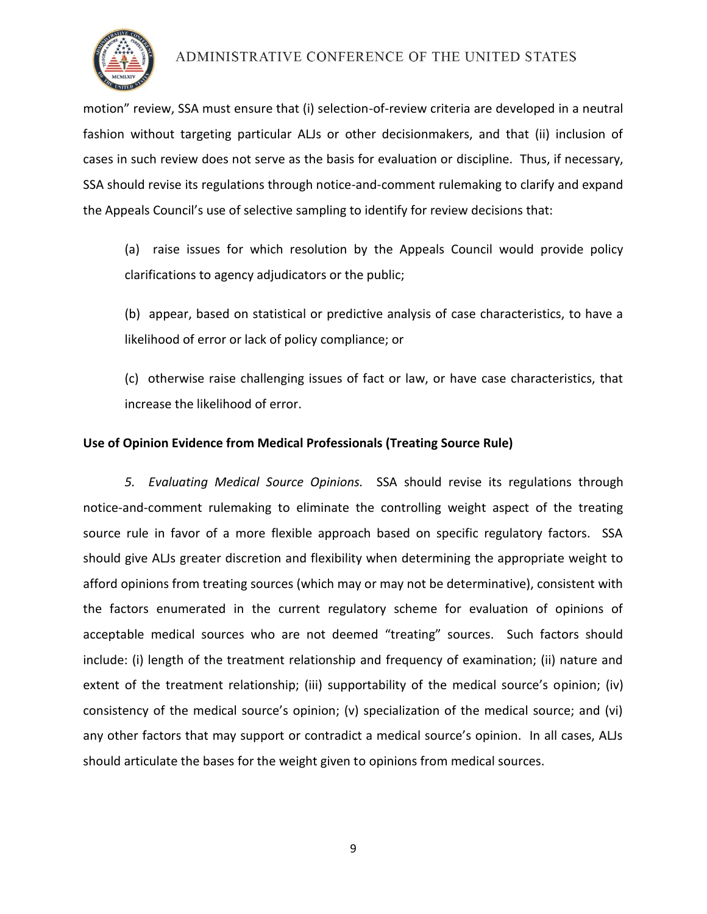motion" review, SSA must ensure that (i) selection-of-review criteria are developed in a neutral fashion without targeting particular ALJs or other decisionmakers, and that (ii) inclusion of cases in such review does not serve as the basis for evaluation or discipline. Thus, if necessary, SSA should revise its regulations through notice-and-comment rulemaking to clarify and expand the Appeals Council's use of selective sampling to identify for review decisions that:

(a) raise issues for which resolution by the Appeals Council would provide policy clarifications to agency adjudicators or the public;

(b) appear, based on statistical or predictive analysis of case characteristics, to have a likelihood of error or lack of policy compliance; or

(c) otherwise raise challenging issues of fact or law, or have case characteristics, that increase the likelihood of error.

**Use of Opinion Evidence from Medical Professionals (Treating Source Rule)**

*5. Evaluating Medical Source Opinions.* SSA should revise its regulations through notice-and-comment rulemaking to eliminate the controlling weight aspect of the treating source rule in favor of a more flexible approach based on specific regulatory factors. SSA should give ALJs greater discretion and flexibility when determining the appropriate weight to afford opinions from treating sources (which may or may not be determinative), consistent with the factors enumerated in the current regulatory scheme for evaluation of opinions of acceptable medical sources who are not deemed "treating" sources. Such factors should include: (i) length of the treatment relationship and frequency of examination; (ii) nature and extent of the treatment relationship; (iii) supportability of the medical source's opinion; (iv) consistency of the medical source's opinion; (v) specialization of the medical source; and (vi) any other factors that may support or contradict a medical source's opinion. In all cases, ALJs should articulate the bases for the weight given to opinions from medical sources.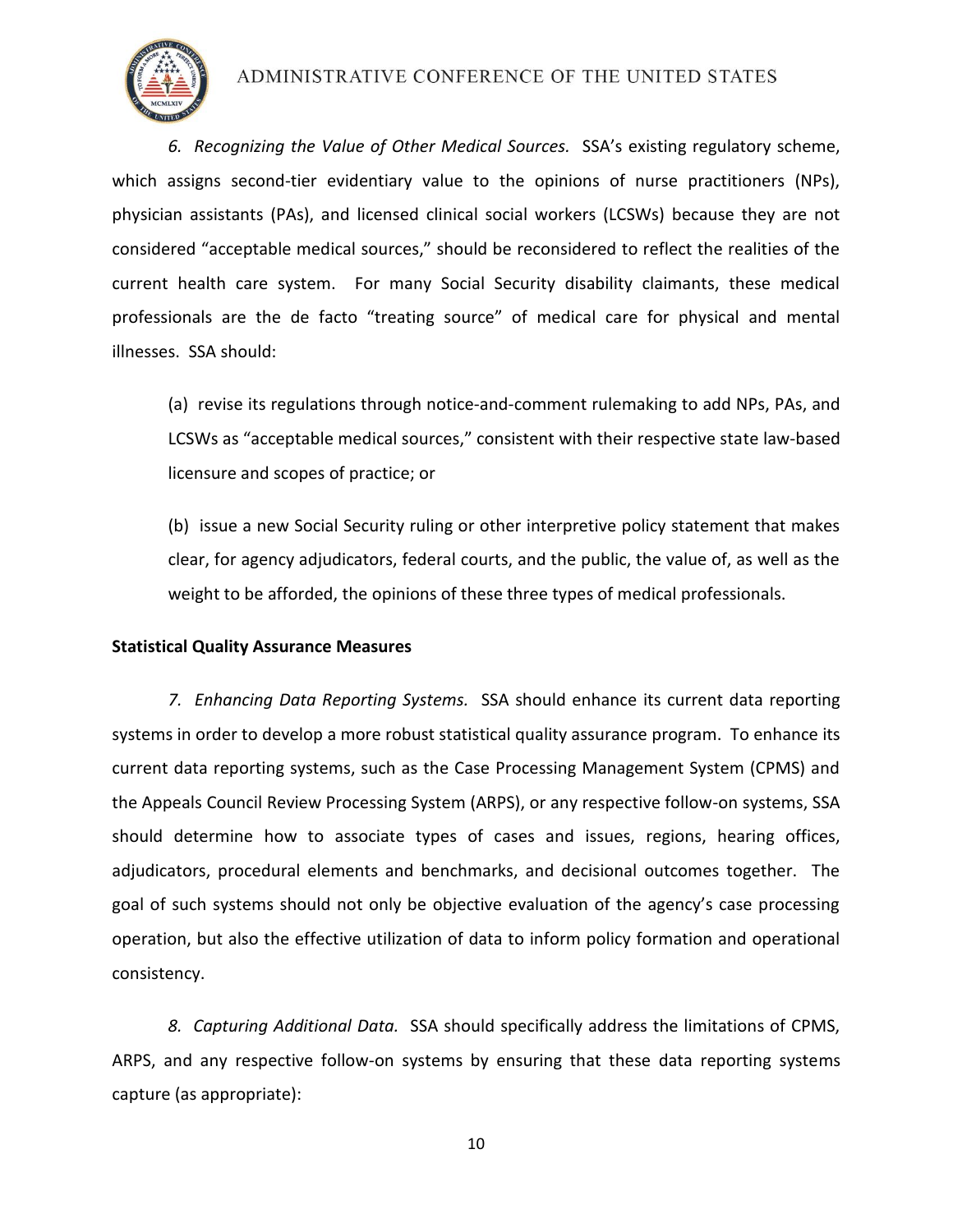*6. Recognizing the Value of Other Medical Sources.* SSA's existing regulatory scheme, which assigns second-tier evidentiary value to the opinions of nurse practitioners (NPs), physician assistants (PAs), and licensed clinical social workers (LCSWs) because they are not considered "acceptable medical sources," should be reconsidered to reflect the realities of the current health care system. For many Social Security disability claimants, these medical professionals are the de facto "treating source" of medical care for physical and mental illnesses. SSA should:

(a) revise its regulations through notice-and-comment rulemaking to add NPs, PAs, and LCSWs as "acceptable medical sources," consistent with their respective state law-based licensure and scopes of practice; or

(b) issue a new Social Security ruling or other interpretive policy statement that makes clear, for agency adjudicators, federal courts, and the public, the value of, as well as the weight to be afforded, the opinions of these three types of medical professionals.

**Statistical Quality Assurance Measures**

*7. Enhancing Data Reporting Systems.* SSA should enhance its current data reporting systems in order to develop a more robust statistical quality assurance program. To enhance its current data reporting systems, such as the Case Processing Management System (CPMS) and the Appeals Council Review Processing System (ARPS), or any respective follow-on systems, SSA should determine how to associate types of cases and issues, regions, hearing offices, adjudicators, procedural elements and benchmarks, and decisional outcomes together. The goal of such systems should not only be objective evaluation of the agency's case processing operation, but also the effective utilization of data to inform policy formation and operational consistency.

*8. Capturing Additional Data.* SSA should specifically address the limitations of CPMS, ARPS, and any respective follow-on systems by ensuring that these data reporting systems capture (as appropriate):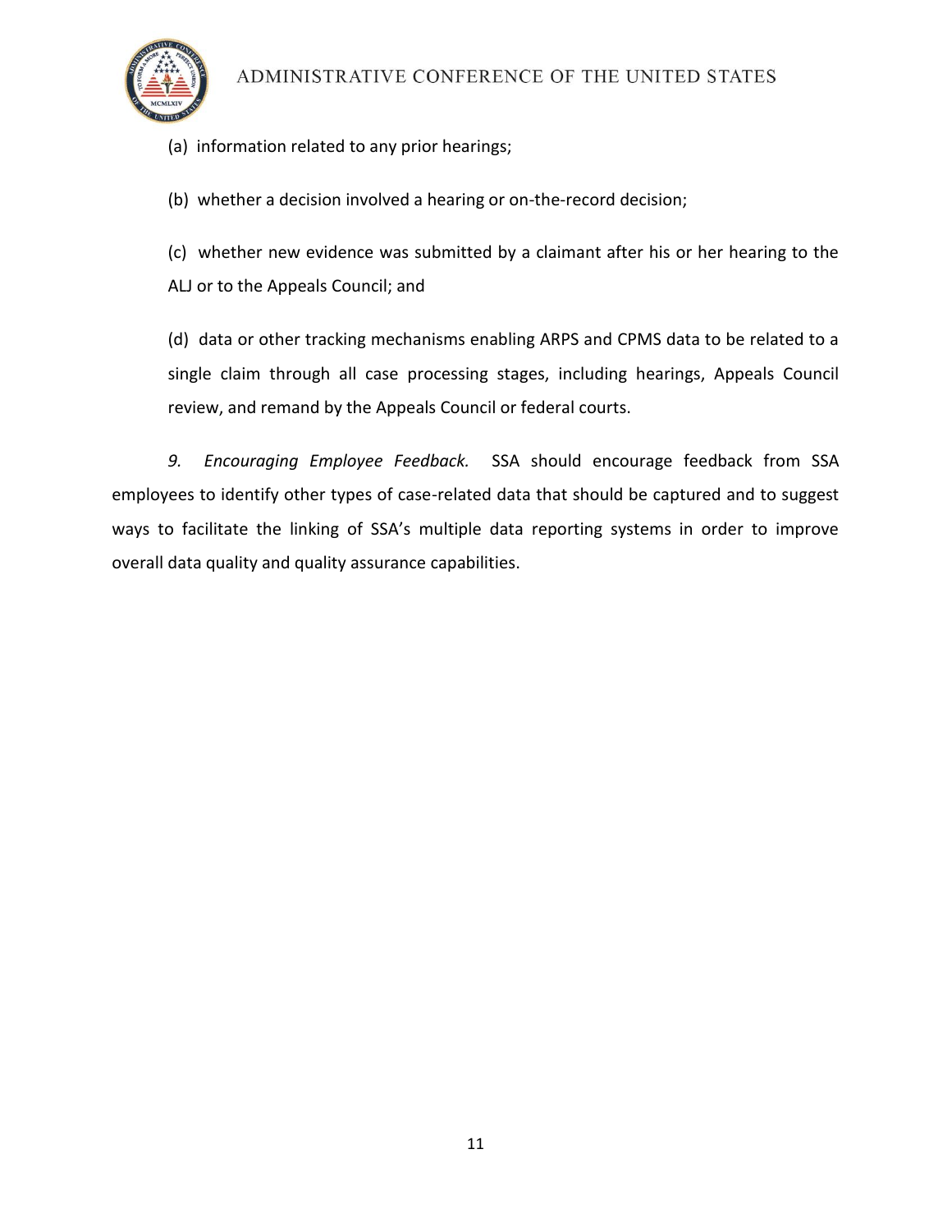(a) information related to any prior hearings;

(b) whether a decision involved a hearing or on-the-record decision;

(c) whether new evidence was submitted by a claimant after his or her hearing to the ALJ or to the Appeals Council; and

(d) data or other tracking mechanisms enabling ARPS and CPMS data to be related to a single claim through all case processing stages, including hearings, Appeals Council review, and remand by the Appeals Council or federal courts.

*9. Encouraging Employee Feedback.* SSA should encourage feedback from SSA employees to identify other types of case-related data that should be captured and to suggest ways to facilitate the linking of SSA's multiple data reporting systems in order to improve overall data quality and quality assurance capabilities.